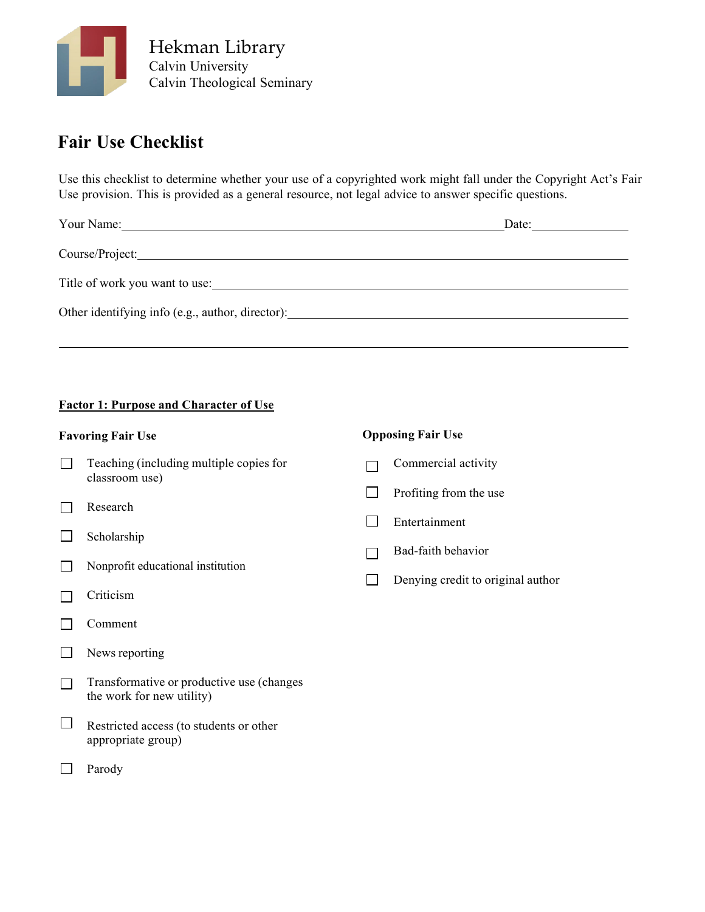Hekman Library
Calvin University
Calvin Theological Seminary

# Fair Use Checklist

Use this checklist to determine whether your use of a copyrighted work might fall under the Copyright Act's Fair Use provision. This is provided as a general resource, not legal advice to answer specific questions.

Your Name:______________________________________________________ Date:______________

Course/Project:______________________________________________________________________

Title of work you want to use:_________________________________________________________

Other identifying info (e.g., author, director):____________________________________________

_____________________________________________________________________________

## Factor 1: Purpose and Character of Use

### Favoring Fair Use

- ☐ Teaching (including multiple copies for classroom use)
- ☐ Research
- ☐ Scholarship
- ☐ Nonprofit educational institution
- ☐ Criticism
- ☐ Comment
- ☐ News reporting
- ☐ Transformative or productive use (changes the work for new utility)
- ☐ Restricted access (to students or other appropriate group)
- ☐ Parody

### Opposing Fair Use

- ☐ Commercial activity
- ☐ Profiting from the use
- ☐ Entertainment
- ☐ Bad-faith behavior
- ☐ Denying credit to original author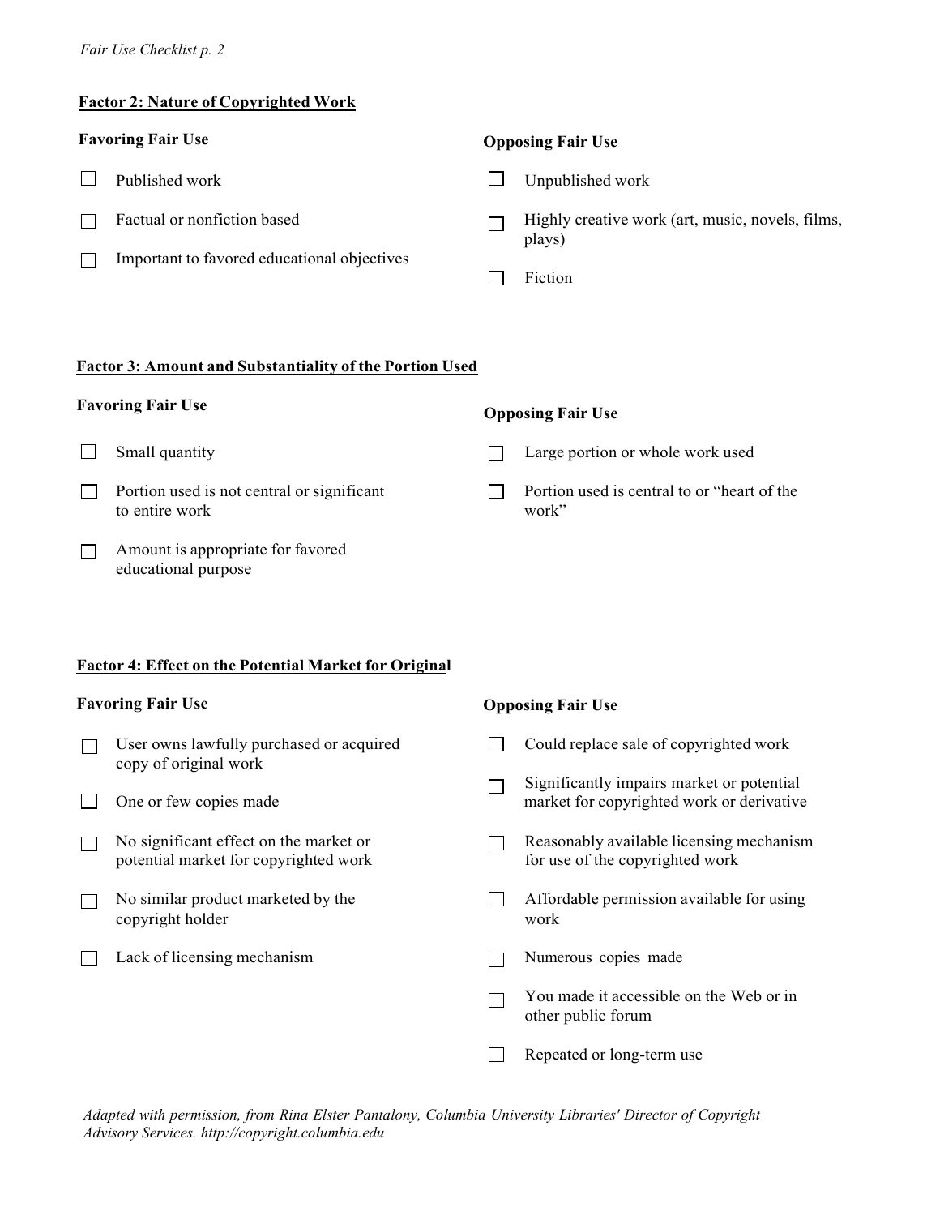### Factor 2: Nature of Copyrighted Work

**Favoring Fair Use**

- ☐ Published work
- ☐ Factual or nonfiction based
- ☐ Important to favored educational objectives

**Opposing Fair Use**

- ☐ Unpublished work
- ☐ Highly creative work (art, music, novels, films, plays)
- ☐ Fiction

### Factor 3: Amount and Substantiality of the Portion Used

**Favoring Fair Use**

- ☐ Small quantity
- ☐ Portion used is not central or significant to entire work
- ☐ Amount is appropriate for favored educational purpose

**Opposing Fair Use**

- ☐ Large portion or whole work used
- ☐ Portion used is central to or "heart of the work"

### Factor 4: Effect on the Potential Market for Original

**Favoring Fair Use**

- ☐ User owns lawfully purchased or acquired copy of original work
- ☐ One or few copies made
- ☐ No significant effect on the market or potential market for copyrighted work
- ☐ No similar product marketed by the copyright holder
- ☐ Lack of licensing mechanism

**Opposing Fair Use**

- ☐ Could replace sale of copyrighted work
- ☐ Significantly impairs market or potential market for copyrighted work or derivative
- ☐ Reasonably available licensing mechanism for use of the copyrighted work
- ☐ Affordable permission available for using work
- ☐ Numerous copies made
- ☐ You made it accessible on the Web or in other public forum
- ☐ Repeated or long-term use

*Adapted with permission, from Rina Elster Pantalony, Columbia University Libraries' Director of Copyright Advisory Services. http://copyright.columbia.edu*